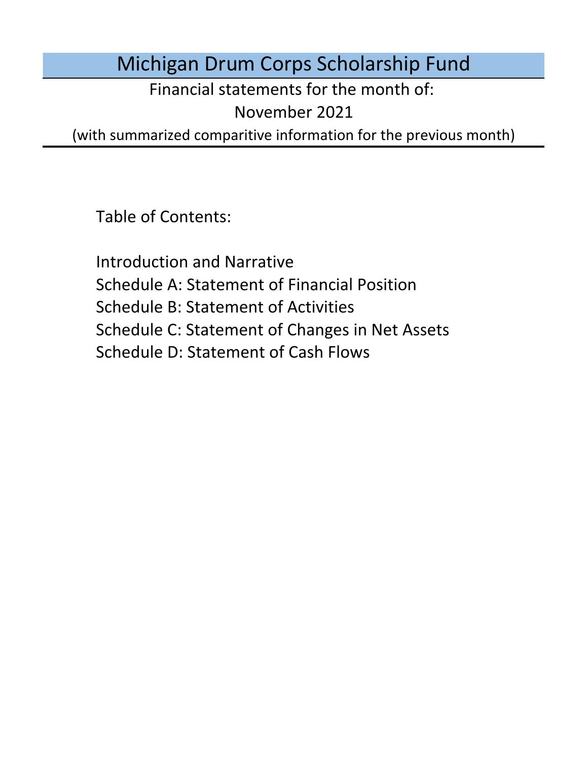# Michigan Drum Corps Scholarship Fund

Financial statements for the month of:

November 2021

(with summarized comparitive information for the previous month)

Table of Contents:

Introduction and Narrative

Schedule A: Statement of Financial Position

Schedule B: Statement of Activities

Schedule C: Statement of Changes in Net Assets

Schedule D: Statement of Cash Flows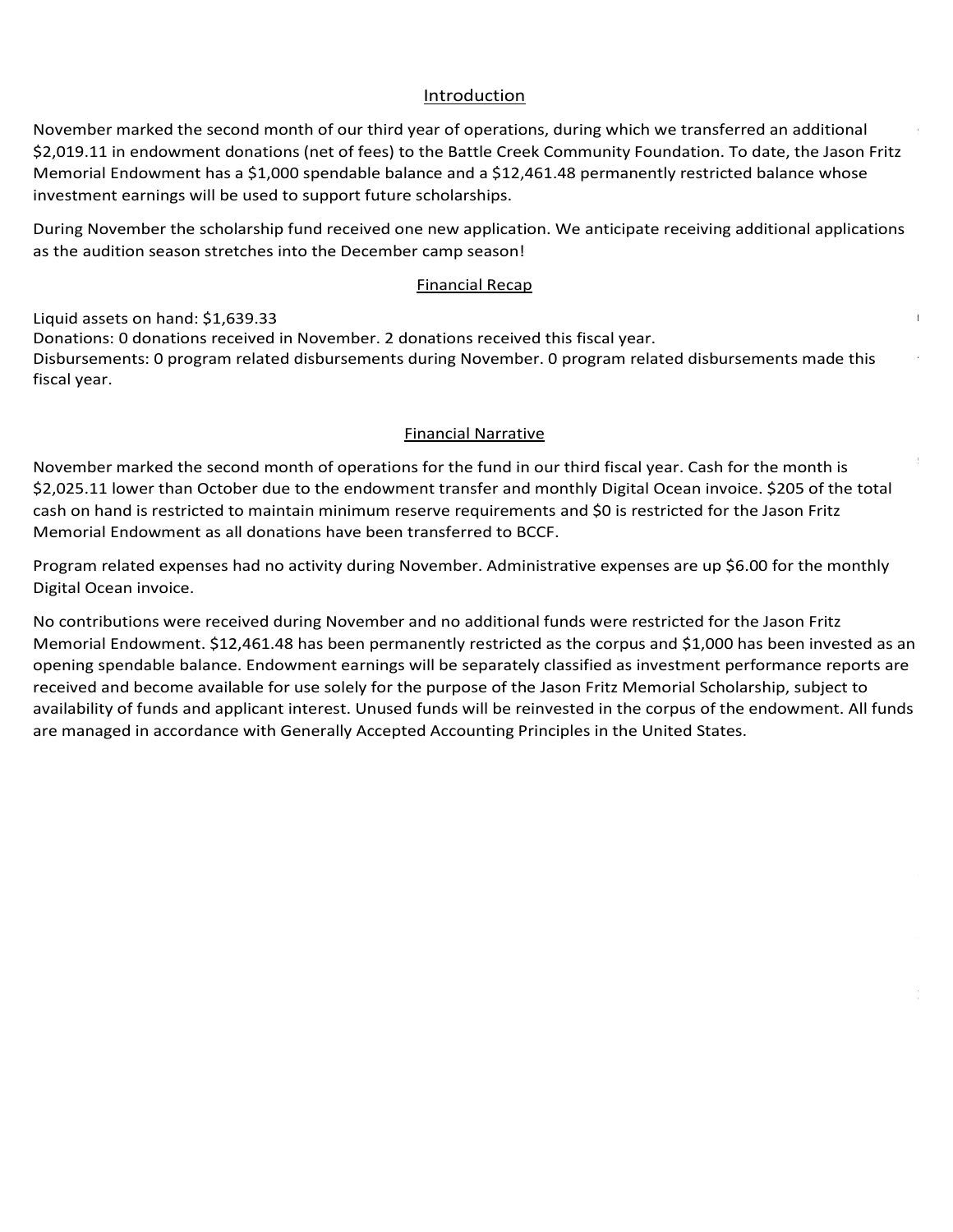## Introduction

November marked the second month of our third year of operations, during which we transferred an additional $2,019.11 in endowment donations (net of fees) to the Battle Creek Community Foundation. To date, the Jason Fritz Memorial Endowment has a $1,000 spendable balance and a $12,461.48 permanently restricted balance whose investment earnings will be used to support future scholarships.

During November the scholarship fund received one new application. We anticipate receiving additional applications as the audition season stretches into the December camp season!

## Financial Recap

Liquid assets on hand: $1,639.33
Donations: 0 donations received in November. 2 donations received this fiscal year.
Disbursements: 0 program related disbursements during November. 0 program related disbursements made this fiscal year.

## Financial Narrative

November marked the second month of operations for the fund in our third fiscal year. Cash for the month is $2,025.11 lower than October due to the endowment transfer and monthly Digital Ocean invoice. $205 of the total cash on hand is restricted to maintain minimum reserve requirements and $0 is restricted for the Jason Fritz Memorial Endowment as all donations have been transferred to BCCF.

Program related expenses had no activity during November. Administrative expenses are up $6.00 for the monthly Digital Ocean invoice.

No contributions were received during November and no additional funds were restricted for the Jason Fritz Memorial Endowment. $12,461.48 has been permanently restricted as the corpus and $1,000 has been invested as an opening spendable balance. Endowment earnings will be separately classified as investment performance reports are received and become available for use solely for the purpose of the Jason Fritz Memorial Scholarship, subject to availability of funds and applicant interest. Unused funds will be reinvested in the corpus of the endowment. All funds are managed in accordance with Generally Accepted Accounting Principles in the United States.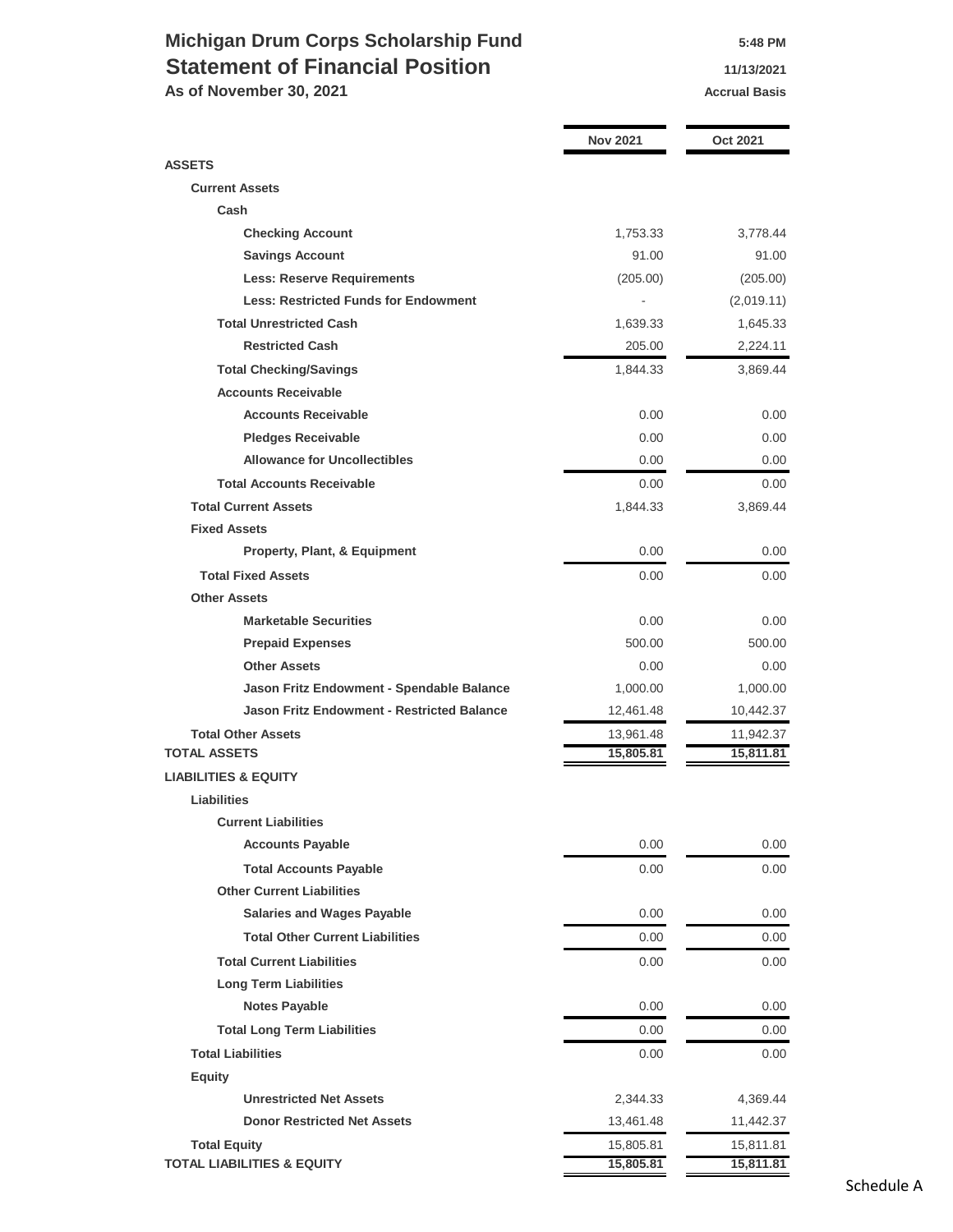# Michigan Drum Corps Scholarship Fund

## Statement of Financial Position

**As of November 30, 2021**

5:48 PM
11/13/2021
Accrual Basis

| | Nov 2021 | Oct 2021 |
|---|---|---|
| **ASSETS** | | |
| **Current Assets** | | |
| **Cash** | | |
| **Checking Account** | 1,753.33 | 3,778.44 |
| **Savings Account** | 91.00 | 91.00 |
| **Less: Reserve Requirements** | (205.00) | (205.00) |
| **Less: Restricted Funds for Endowment** | - | (2,019.11) |
| **Total Unrestricted Cash** | 1,639.33 | 1,645.33 |
| **Restricted Cash** | 205.00 | 2,224.11 |
| **Total Checking/Savings** | 1,844.33 | 3,869.44 |
| **Accounts Receivable** | | |
| **Accounts Receivable** | 0.00 | 0.00 |
| **Pledges Receivable** | 0.00 | 0.00 |
| **Allowance for Uncollectibles** | 0.00 | 0.00 |
| **Total Accounts Receivable** | 0.00 | 0.00 |
| **Total Current Assets** | 1,844.33 | 3,869.44 |
| **Fixed Assets** | | |
| **Property, Plant, & Equipment** | 0.00 | 0.00 |
| **Total Fixed Assets** | 0.00 | 0.00 |
| **Other Assets** | | |
| **Marketable Securities** | 0.00 | 0.00 |
| **Prepaid Expenses** | 500.00 | 500.00 |
| **Other Assets** | 0.00 | 0.00 |
| **Jason Fritz Endowment - Spendable Balance** | 1,000.00 | 1,000.00 |
| **Jason Fritz Endowment - Restricted Balance** | 12,461.48 | 10,442.37 |
| **Total Other Assets** | 13,961.48 | 11,942.37 |
| **TOTAL ASSETS** | **15,805.81** | **15,811.81** |
| **LIABILITIES & EQUITY** | | |
| **Liabilities** | | |
| **Current Liabilities** | | |
| **Accounts Payable** | 0.00 | 0.00 |
| **Total Accounts Payable** | 0.00 | 0.00 |
| **Other Current Liabilities** | | |
| **Salaries and Wages Payable** | 0.00 | 0.00 |
| **Total Other Current Liabilities** | 0.00 | 0.00 |
| **Total Current Liabilities** | 0.00 | 0.00 |
| **Long Term Liabilities** | | |
| **Notes Payable** | 0.00 | 0.00 |
| **Total Long Term Liabilities** | 0.00 | 0.00 |
| **Total Liabilities** | 0.00 | 0.00 |
| **Equity** | | |
| **Unrestricted Net Assets** | 2,344.33 | 4,369.44 |
| **Donor Restricted Net Assets** | 13,461.48 | 11,442.37 |
| **Total Equity** | 15,805.81 | 15,811.81 |
| **TOTAL LIABILITIES & EQUITY** | **15,805.81** | **15,811.81** |

Schedule A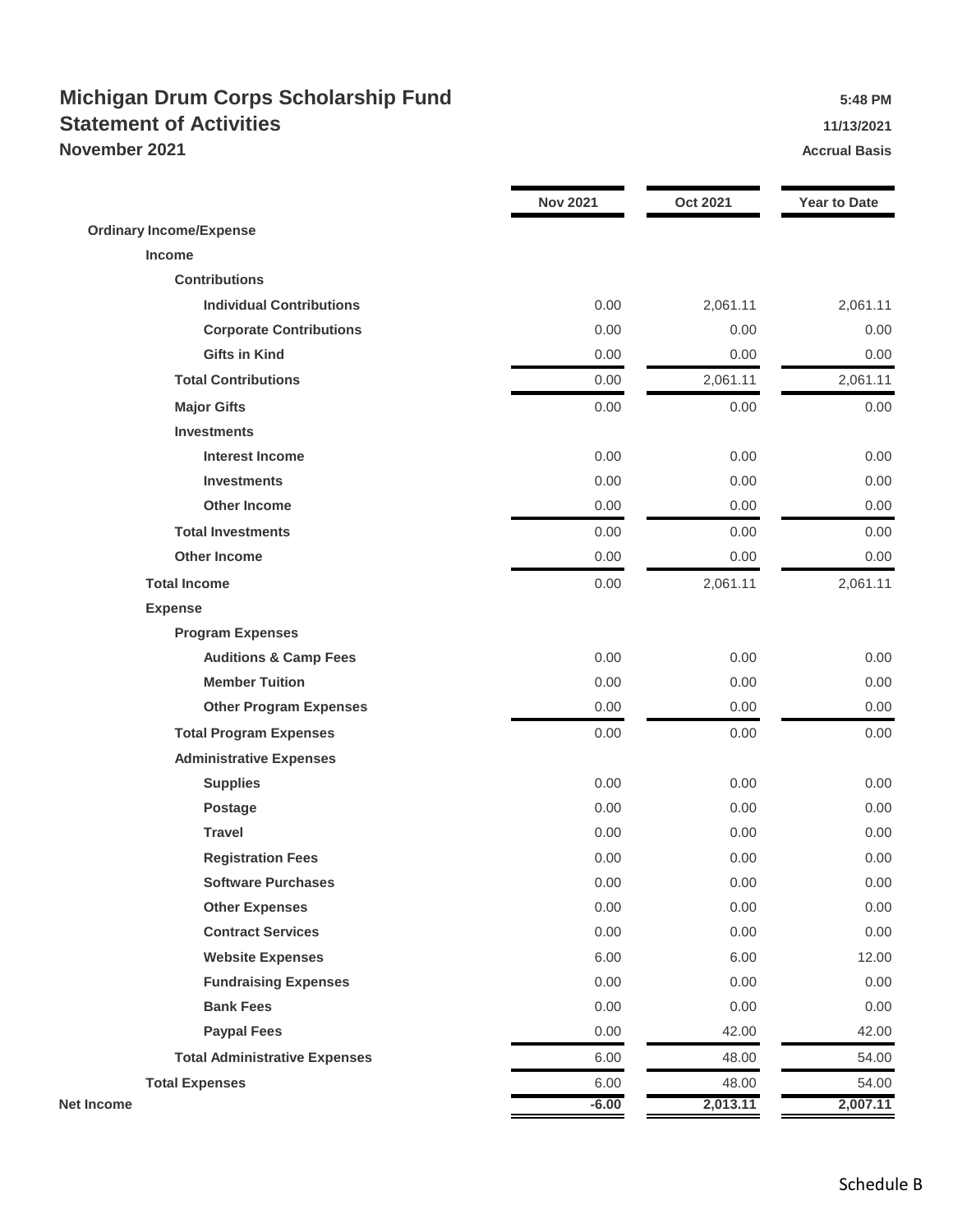# Michigan Drum Corps Scholarship Fund
## Statement of Activities
### November 2021

5:48 PM
11/13/2021
Accrual Basis

| | Nov 2021 | Oct 2021 | Year to Date |
|---|---|---|---|
| **Ordinary Income/Expense** | | | |
| **Income** | | | |
| **Contributions** | | | |
| **Individual Contributions** | 0.00 | 2,061.11 | 2,061.11 |
| **Corporate Contributions** | 0.00 | 0.00 | 0.00 |
| **Gifts in Kind** | 0.00 | 0.00 | 0.00 |
| **Total Contributions** | 0.00 | 2,061.11 | 2,061.11 |
| **Major Gifts** | 0.00 | 0.00 | 0.00 |
| **Investments** | | | |
| **Interest Income** | 0.00 | 0.00 | 0.00 |
| **Investments** | 0.00 | 0.00 | 0.00 |
| **Other Income** | 0.00 | 0.00 | 0.00 |
| **Total Investments** | 0.00 | 0.00 | 0.00 |
| **Other Income** | 0.00 | 0.00 | 0.00 |
| **Total Income** | 0.00 | 2,061.11 | 2,061.11 |
| **Expense** | | | |
| **Program Expenses** | | | |
| **Auditions & Camp Fees** | 0.00 | 0.00 | 0.00 |
| **Member Tuition** | 0.00 | 0.00 | 0.00 |
| **Other Program Expenses** | 0.00 | 0.00 | 0.00 |
| **Total Program Expenses** | 0.00 | 0.00 | 0.00 |
| **Administrative Expenses** | | | |
| **Supplies** | 0.00 | 0.00 | 0.00 |
| **Postage** | 0.00 | 0.00 | 0.00 |
| **Travel** | 0.00 | 0.00 | 0.00 |
| **Registration Fees** | 0.00 | 0.00 | 0.00 |
| **Software Purchases** | 0.00 | 0.00 | 0.00 |
| **Other Expenses** | 0.00 | 0.00 | 0.00 |
| **Contract Services** | 0.00 | 0.00 | 0.00 |
| **Website Expenses** | 6.00 | 6.00 | 12.00 |
| **Fundraising Expenses** | 0.00 | 0.00 | 0.00 |
| **Bank Fees** | 0.00 | 0.00 | 0.00 |
| **Paypal Fees** | 0.00 | 42.00 | 42.00 |
| **Total Administrative Expenses** | 6.00 | 48.00 | 54.00 |
| **Total Expenses** | 6.00 | 48.00 | 54.00 |
| **Net Income** | **-6.00** | **2,013.11** | **2,007.11** |

Schedule B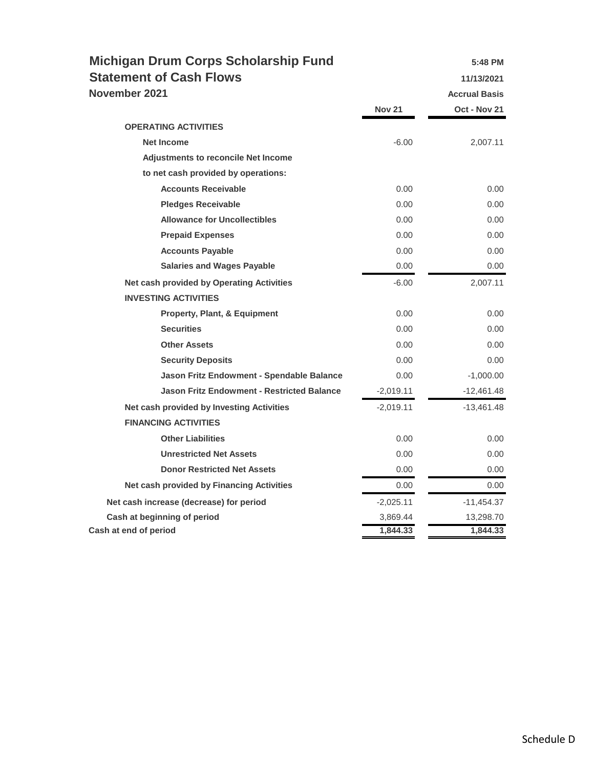# Michigan Drum Corps Scholarship Fund

## Statement of Cash Flows

### November 2021

5:48 PM
11/13/2021
Accrual Basis

| | Nov 21 | Oct - Nov 21 |
|---|---|---|
| **OPERATING ACTIVITIES** | | |
| **Net Income** | -6.00 | 2,007.11 |
| **Adjustments to reconcile Net Income** | | |
| **to net cash provided by operations:** | | |
| **Accounts Receivable** | 0.00 | 0.00 |
| **Pledges Receivable** | 0.00 | 0.00 |
| **Allowance for Uncollectibles** | 0.00 | 0.00 |
| **Prepaid Expenses** | 0.00 | 0.00 |
| **Accounts Payable** | 0.00 | 0.00 |
| **Salaries and Wages Payable** | 0.00 | 0.00 |
| **Net cash provided by Operating Activities** | -6.00 | 2,007.11 |
| **INVESTING ACTIVITIES** | | |
| **Property, Plant, & Equipment** | 0.00 | 0.00 |
| **Securities** | 0.00 | 0.00 |
| **Other Assets** | 0.00 | 0.00 |
| **Security Deposits** | 0.00 | 0.00 |
| **Jason Fritz Endowment - Spendable Balance** | 0.00 | -1,000.00 |
| **Jason Fritz Endowment - Restricted Balance** | -2,019.11 | -12,461.48 |
| **Net cash provided by Investing Activities** | -2,019.11 | -13,461.48 |
| **FINANCING ACTIVITIES** | | |
| **Other Liabilities** | 0.00 | 0.00 |
| **Unrestricted Net Assets** | 0.00 | 0.00 |
| **Donor Restricted Net Assets** | 0.00 | 0.00 |
| **Net cash provided by Financing Activities** | 0.00 | 0.00 |
| **Net cash increase (decrease) for period** | -2,025.11 | -11,454.37 |
| **Cash at beginning of period** | 3,869.44 | 13,298.70 |
| **Cash at end of period** | **1,844.33** | **1,844.33** |

Schedule D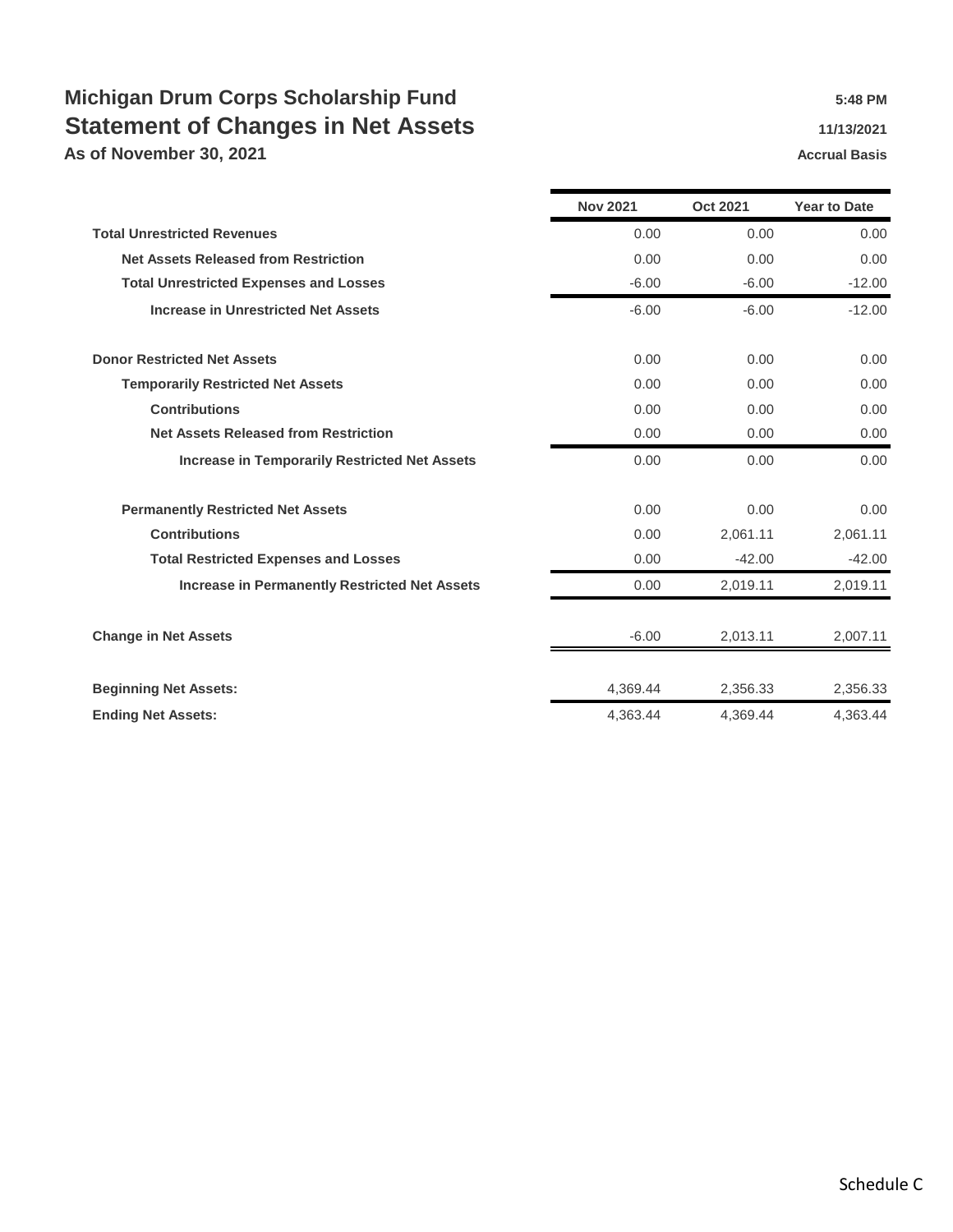# Michigan Drum Corps Scholarship Fund

## Statement of Changes in Net Assets

### As of November 30, 2021

5:48 PM

11/13/2021

Accrual Basis

| | Nov 2021 | Oct 2021 | Year to Date |
|---|---|---|---|
| **Total Unrestricted Revenues** | 0.00 | 0.00 | 0.00 |
| **Net Assets Released from Restriction** | 0.00 | 0.00 | 0.00 |
| **Total Unrestricted Expenses and Losses** | -6.00 | -6.00 | -12.00 |
| **Increase in Unrestricted Net Assets** | -6.00 | -6.00 | -12.00 |
| | | | |
| **Donor Restricted Net Assets** | 0.00 | 0.00 | 0.00 |
| **Temporarily Restricted Net Assets** | 0.00 | 0.00 | 0.00 |
| **Contributions** | 0.00 | 0.00 | 0.00 |
| **Net Assets Released from Restriction** | 0.00 | 0.00 | 0.00 |
| **Increase in Temporarily Restricted Net Assets** | 0.00 | 0.00 | 0.00 |
| | | | |
| **Permanently Restricted Net Assets** | 0.00 | 0.00 | 0.00 |
| **Contributions** | 0.00 | 2,061.11 | 2,061.11 |
| **Total Restricted Expenses and Losses** | 0.00 | -42.00 | -42.00 |
| **Increase in Permanently Restricted Net Assets** | 0.00 | 2,019.11 | 2,019.11 |
| | | | |
| **Change in Net Assets** | -6.00 | 2,013.11 | 2,007.11 |
| | | | |
| **Beginning Net Assets:** | 4,369.44 | 2,356.33 | 2,356.33 |
| **Ending Net Assets:** | 4,363.44 | 4,369.44 | 4,363.44 |

Schedule C